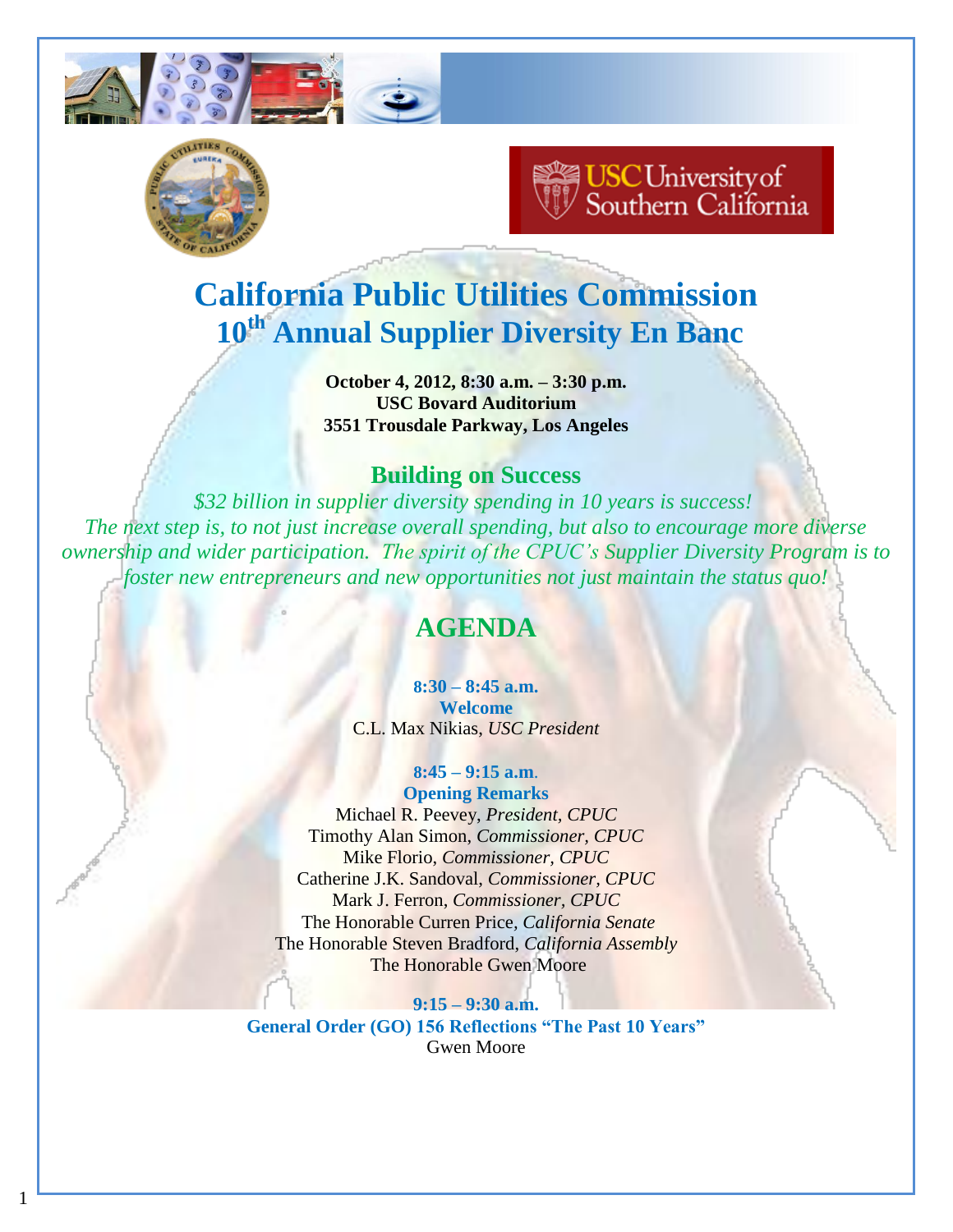# California Public Utilities Commission
## 10th Annual Supplier Diversity En Banc

**October 4, 2012, 8:30 a.m. – 3:30 p.m.**
**USC Bovard Auditorium**
**3551 Trousdale Parkway, Los Angeles**

### Building on Success

*$32 billion in supplier diversity spending in 10 years is success!*
*The next step is, to not just increase overall spending, but also to encourage more diverse ownership and wider participation. The spirit of the CPUC's Supplier Diversity Program is to foster new entrepreneurs and new opportunities not just maintain the status quo!*

## AGENDA

**8:30 – 8:45 a.m.**
**Welcome**
C.L. Max Nikias, *USC President*

**8:45 – 9:15 a.m.**
**Opening Remarks**
Michael R. Peevey, *President, CPUC*
Timothy Alan Simon, *Commissioner, CPUC*
Mike Florio, *Commissioner, CPUC*
Catherine J.K. Sandoval, *Commissioner, CPUC*
Mark J. Ferron, *Commissioner, CPUC*
The Honorable Curren Price, *California Senate*
The Honorable Steven Bradford, *California Assembly*
The Honorable Gwen Moore

**9:15 – 9:30 a.m.**
**General Order (GO) 156 Reflections "The Past 10 Years"**
Gwen Moore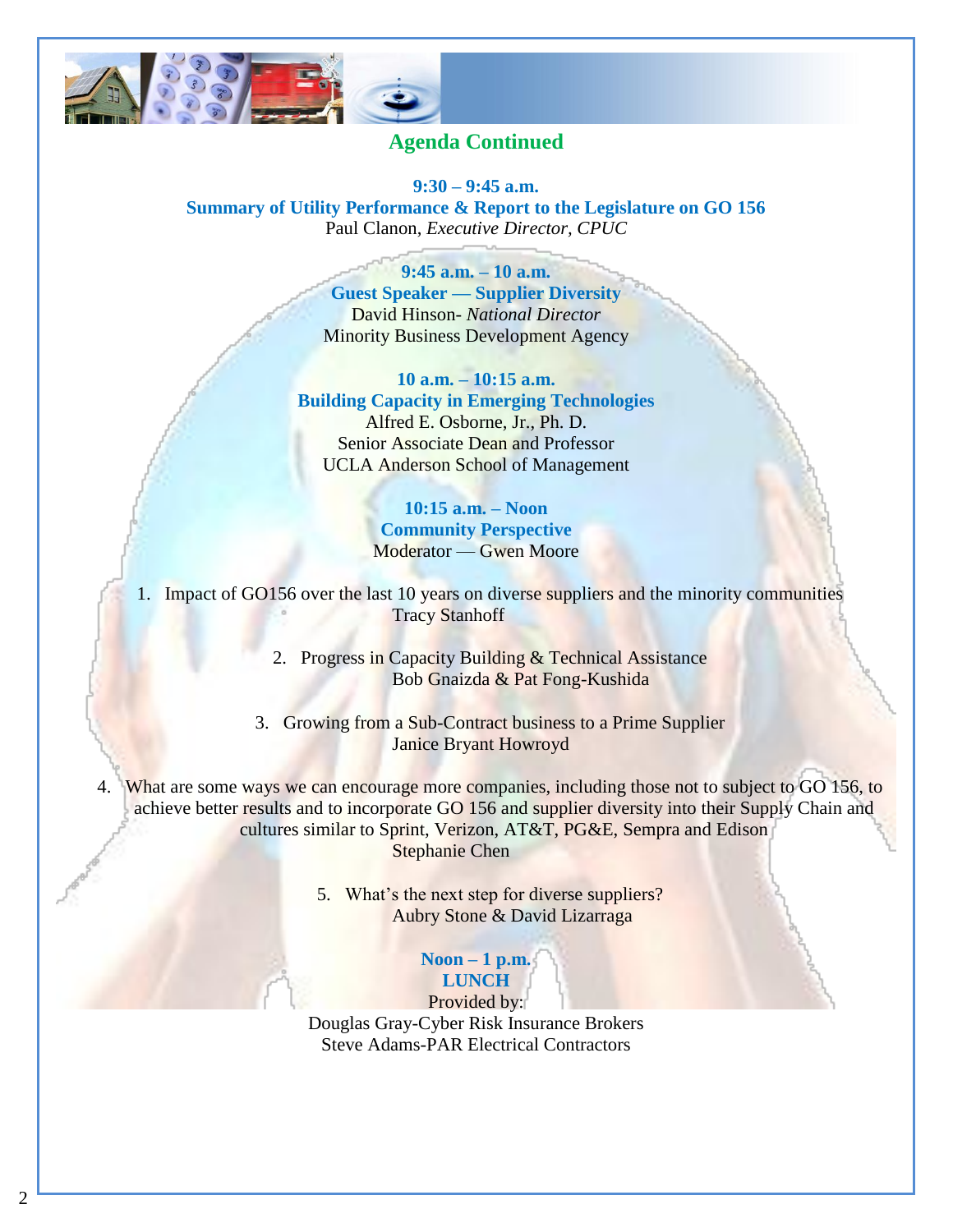## Agenda Continued

**9:30 – 9:45 a.m.**
**Summary of Utility Performance & Report to the Legislature on GO 156**
Paul Clanon, *Executive Director, CPUC*

**9:45 a.m. – 10 a.m.**
**Guest Speaker — Supplier Diversity**
David Hinson- *National Director*
Minority Business Development Agency

**10 a.m. – 10:15 a.m.**
**Building Capacity in Emerging Technologies**
Alfred E. Osborne, Jr., Ph. D.
Senior Associate Dean and Professor
UCLA Anderson School of Management

**10:15 a.m. – Noon**
**Community Perspective**
Moderator — Gwen Moore

1. Impact of GO156 over the last 10 years on diverse suppliers and the minority communities
   Tracy Stanhoff

2. Progress in Capacity Building & Technical Assistance
   Bob Gnaizda & Pat Fong-Kushida

3. Growing from a Sub-Contract business to a Prime Supplier
   Janice Bryant Howroyd

4. What are some ways we can encourage more companies, including those not to subject to GO 156, to achieve better results and to incorporate GO 156 and supplier diversity into their Supply Chain and cultures similar to Sprint, Verizon, AT&T, PG&E, Sempra and Edison
   Stephanie Chen

5. What's the next step for diverse suppliers?
   Aubry Stone & David Lizarraga

**Noon – 1 p.m.**
**LUNCH**
Provided by:
Douglas Gray-Cyber Risk Insurance Brokers
Steve Adams-PAR Electrical Contractors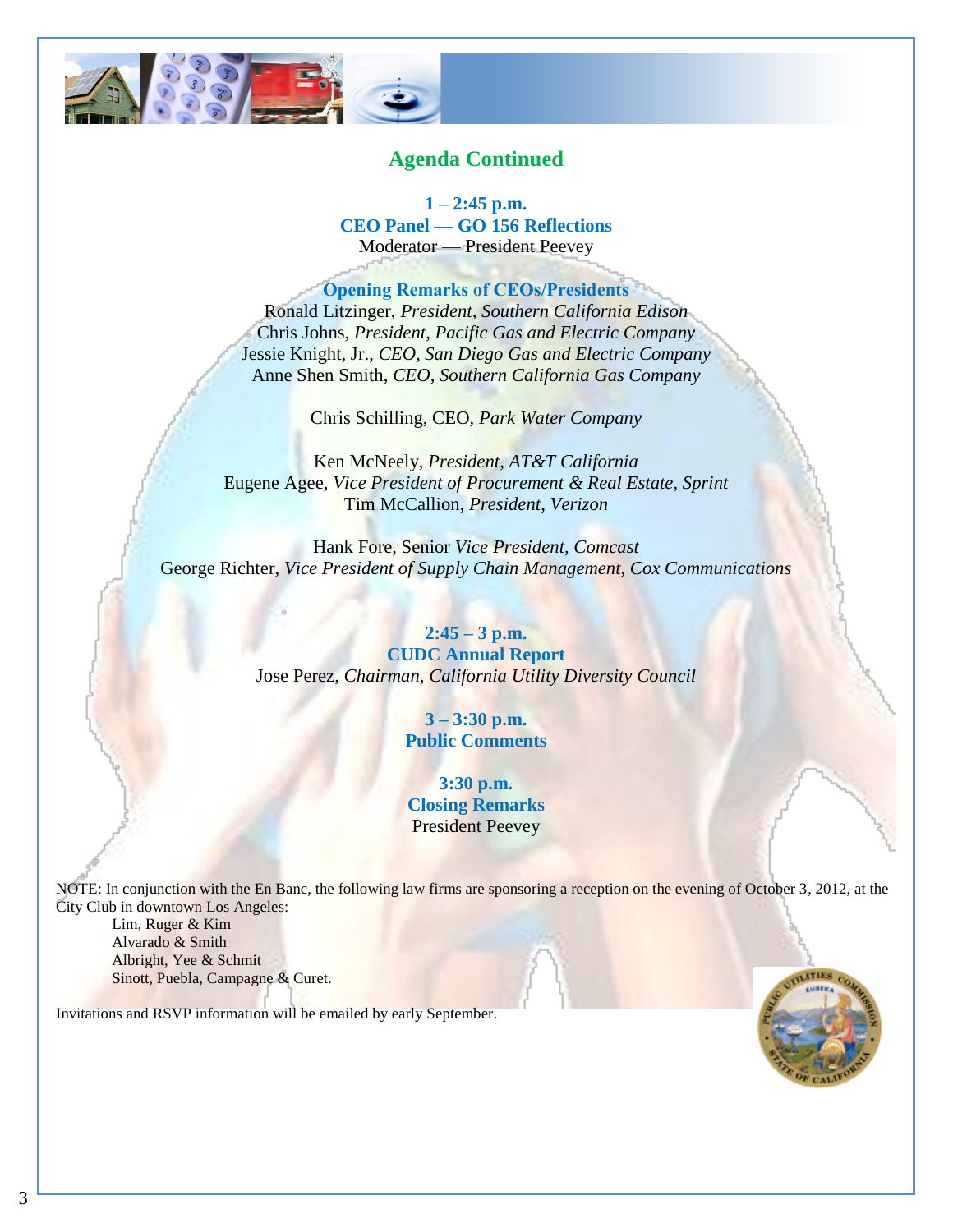## Agenda Continued

**1 – 2:45 p.m.**
**CEO Panel — GO 156 Reflections**
Moderator — President Peevey

**Opening Remarks of CEOs/Presidents**
Ronald Litzinger, *President, Southern California Edison*
Chris Johns, *President, Pacific Gas and Electric Company*
Jessie Knight, Jr., *CEO, San Diego Gas and Electric Company*
Anne Shen Smith, *CEO, Southern California Gas Company*

Chris Schilling, CEO, *Park Water Company*

Ken McNeely, *President, AT&T California*
Eugene Agee, *Vice President of Procurement & Real Estate, Sprint*
Tim McCallion, *President, Verizon*

Hank Fore, Senior *Vice President, Comcast*
George Richter, *Vice President of Supply Chain Management, Cox Communications*

**2:45 – 3 p.m.**
**CUDC Annual Report**
Jose Perez, *Chairman, California Utility Diversity Council*

**3 – 3:30 p.m.**
**Public Comments**

**3:30 p.m.**
**Closing Remarks**
President Peevey

NOTE: In conjunction with the En Banc, the following law firms are sponsoring a reception on the evening of October 3, 2012, at the City Club in downtown Los Angeles:

- Lim, Ruger & Kim
- Alvarado & Smith
- Albright, Yee & Schmit
- Sinott, Puebla, Campagne & Curet.

Invitations and RSVP information will be emailed by early September.